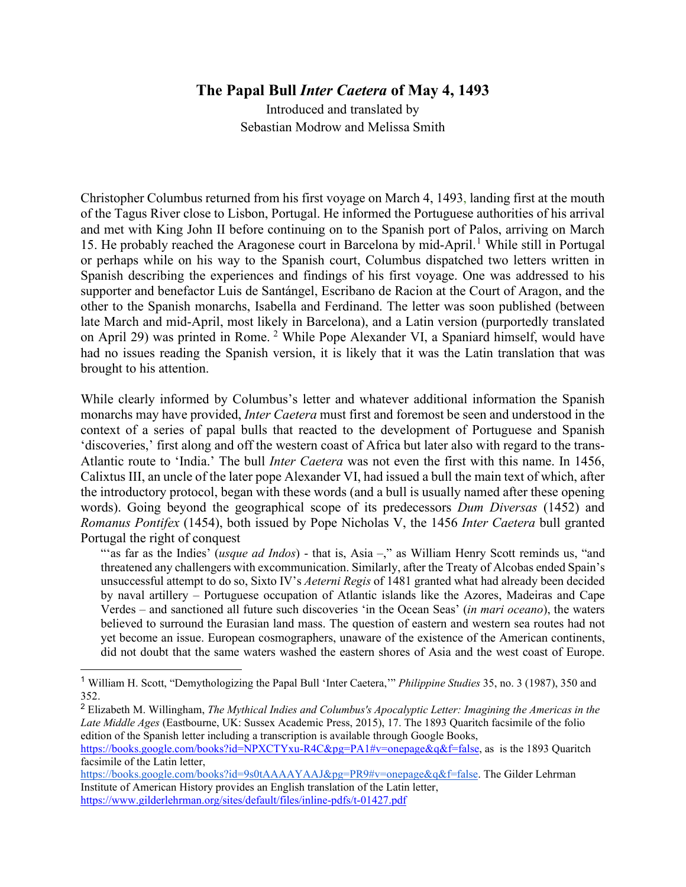# The Papal Bull *Inter Caetera* of May 4, 1493

Introduced and translated by
Sebastian Modrow and Melissa Smith

Christopher Columbus returned from his first voyage on March 4, 1493, landing first at the mouth of the Tagus River close to Lisbon, Portugal. He informed the Portuguese authorities of his arrival and met with King John II before continuing on to the Spanish port of Palos, arriving on March 15. He probably reached the Aragonese court in Barcelona by mid-April.[1] While still in Portugal or perhaps while on his way to the Spanish court, Columbus dispatched two letters written in Spanish describing the experiences and findings of his first voyage. One was addressed to his supporter and benefactor Luis de Santángel, Escribano de Racion at the Court of Aragon, and the other to the Spanish monarchs, Isabella and Ferdinand. The letter was soon published (between late March and mid-April, most likely in Barcelona), and a Latin version (purportedly translated on April 29) was printed in Rome.[2] While Pope Alexander VI, a Spaniard himself, would have had no issues reading the Spanish version, it is likely that it was the Latin translation that was brought to his attention.

While clearly informed by Columbus's letter and whatever additional information the Spanish monarchs may have provided, *Inter Caetera* must first and foremost be seen and understood in the context of a series of papal bulls that reacted to the development of Portuguese and Spanish 'discoveries,' first along and off the western coast of Africa but later also with regard to the trans-Atlantic route to 'India.' The bull *Inter Caetera* was not even the first with this name. In 1456, Calixtus III, an uncle of the later pope Alexander VI, had issued a bull the main text of which, after the introductory protocol, began with these words (and a bull is usually named after these opening words). Going beyond the geographical scope of its predecessors *Dum Diversas* (1452) and *Romanus Pontifex* (1454), both issued by Pope Nicholas V, the 1456 *Inter Caetera* bull granted Portugal the right of conquest

> "'as far as the Indies' (*usque ad Indos*) - that is, Asia –," as William Henry Scott reminds us, "and threatened any challengers with excommunication. Similarly, after the Treaty of Alcobas ended Spain's unsuccessful attempt to do so, Sixto IV's *Aeterni Regis* of 1481 granted what had already been decided by naval artillery – Portuguese occupation of Atlantic islands like the Azores, Madeiras and Cape Verdes – and sanctioned all future such discoveries 'in the Ocean Seas' (*in mari oceano*), the waters believed to surround the Eurasian land mass. The question of eastern and western sea routes had not yet become an issue. European cosmographers, unaware of the existence of the American continents, did not doubt that the same waters washed the eastern shores of Asia and the west coast of Europe.

---

[1] William H. Scott, "Demythologizing the Papal Bull 'Inter Caetera,'" *Philippine Studies* 35, no. 3 (1987), 350 and 352.

[2] Elizabeth M. Willingham, *The Mythical Indies and Columbus's Apocalyptic Letter: Imagining the Americas in the Late Middle Ages* (Eastbourne, UK: Sussex Academic Press, 2015), 17. The 1893 Quaritch facsimile of the folio edition of the Spanish letter including a transcription is available through Google Books, https://books.google.com/books?id=NPXCTYxu-R4C&pg=PA1#v=onepage&q&f=false, as is the 1893 Quaritch facsimile of the Latin letter, https://books.google.com/books?id=9s0tAAAAYAAJ&pg=PR9#v=onepage&q&f=false. The Gilder Lehrman Institute of American History provides an English translation of the Latin letter, https://www.gilderlehrman.org/sites/default/files/inline-pdfs/t-01427.pdf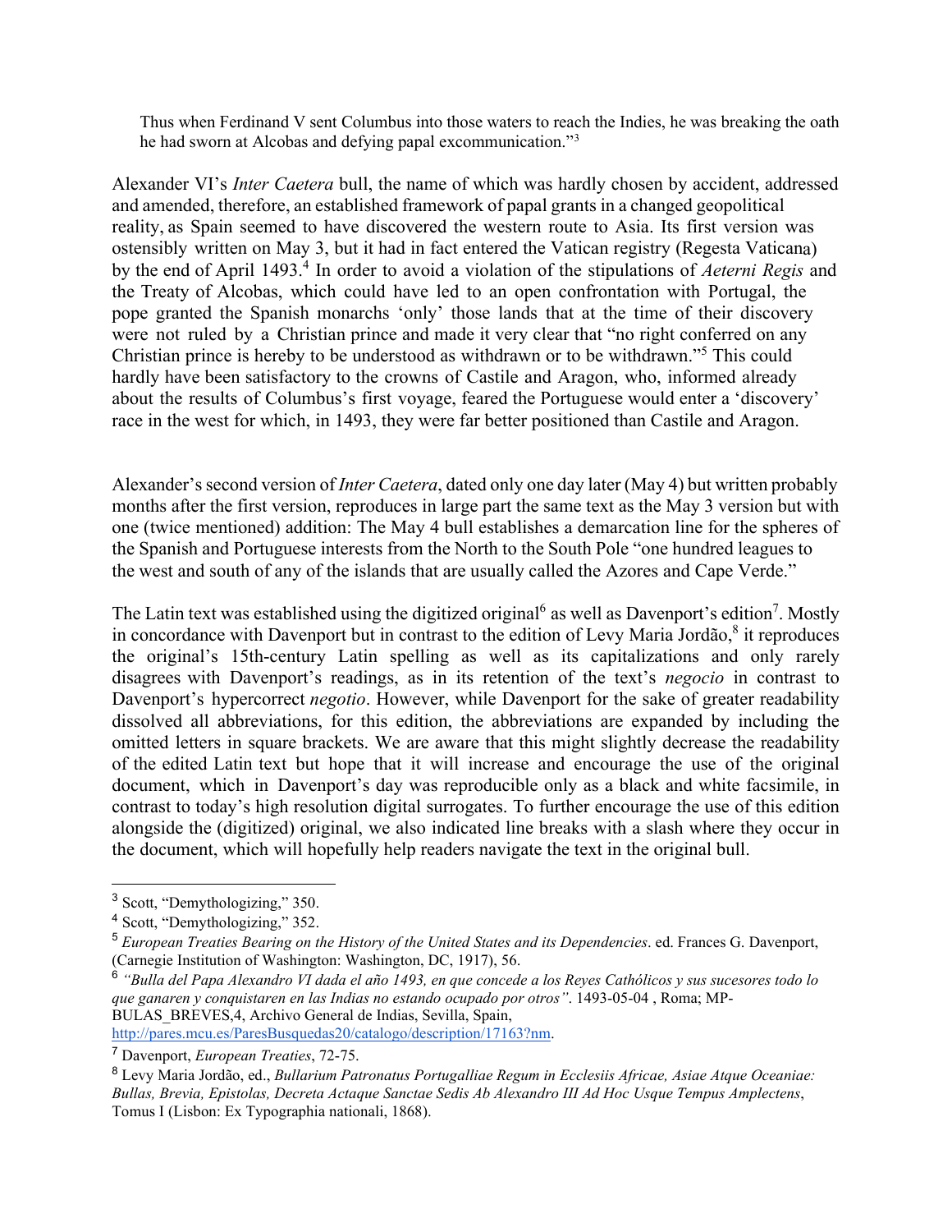> Thus when Ferdinand V sent Columbus into those waters to reach the Indies, he was breaking the oath he had sworn at Alcobas and defying papal excommunication."[3]

Alexander VI's *Inter Caetera* bull, the name of which was hardly chosen by accident, addressed and amended, therefore, an established framework of papal grants in a changed geopolitical reality, as Spain seemed to have discovered the western route to Asia. Its first version was ostensibly written on May 3, but it had in fact entered the Vatican registry (Regesta Vaticana) by the end of April 1493.[4] In order to avoid a violation of the stipulations of *Aeterni Regis* and the Treaty of Alcobas, which could have led to an open confrontation with Portugal, the pope granted the Spanish monarchs 'only' those lands that at the time of their discovery were not ruled by a Christian prince and made it very clear that "no right conferred on any Christian prince is hereby to be understood as withdrawn or to be withdrawn."[5] This could hardly have been satisfactory to the crowns of Castile and Aragon, who, informed already about the results of Columbus's first voyage, feared the Portuguese would enter a 'discovery' race in the west for which, in 1493, they were far better positioned than Castile and Aragon.

Alexander's second version of *Inter Caetera*, dated only one day later (May 4) but written probably months after the first version, reproduces in large part the same text as the May 3 version but with one (twice mentioned) addition: The May 4 bull establishes a demarcation line for the spheres of the Spanish and Portuguese interests from the North to the South Pole "one hundred leagues to the west and south of any of the islands that are usually called the Azores and Cape Verde."

The Latin text was established using the digitized original[6] as well as Davenport's edition[7]. Mostly in concordance with Davenport but in contrast to the edition of Levy Maria Jordão,[8] it reproduces the original's 15th-century Latin spelling as well as its capitalizations and only rarely disagrees with Davenport's readings, as in its retention of the text's *negocio* in contrast to Davenport's hypercorrect *negotio*. However, while Davenport for the sake of greater readability dissolved all abbreviations, for this edition, the abbreviations are expanded by including the omitted letters in square brackets. We are aware that this might slightly decrease the readability of the edited Latin text but hope that it will increase and encourage the use of the original document, which in Davenport's day was reproducible only as a black and white facsimile, in contrast to today's high resolution digital surrogates. To further encourage the use of this edition alongside the (digitized) original, we also indicated line breaks with a slash where they occur in the document, which will hopefully help readers navigate the text in the original bull.

---

[3] Scott, "Demythologizing," 350.

[4] Scott, "Demythologizing," 352.

[5] *European Treaties Bearing on the History of the United States and its Dependencies*. ed. Frances G. Davenport, (Carnegie Institution of Washington: Washington, DC, 1917), 56.

[6] *"Bulla del Papa Alexandro VI dada el año 1493, en que concede a los Reyes Cathólicos y sus sucesores todo lo que ganaren y conquistaren en las Indias no estando ocupado por otros"*. 1493-05-04 , Roma; MP-BULAS_BREVES,4, Archivo General de Indias, Sevilla, Spain, http://pares.mcu.es/ParesBusquedas20/catalogo/description/17163?nm.

[7] Davenport, *European Treaties*, 72-75.

[8] Levy Maria Jordão, ed., *Bullarium Patronatus Portugalliae Regum in Ecclesiis Africae, Asiae Atque Oceaniae: Bullas, Brevia, Epistolas, Decreta Actaque Sanctae Sedis Ab Alexandro III Ad Hoc Usque Tempus Amplectens*, Tomus I (Lisbon: Ex Typographia nationali, 1868).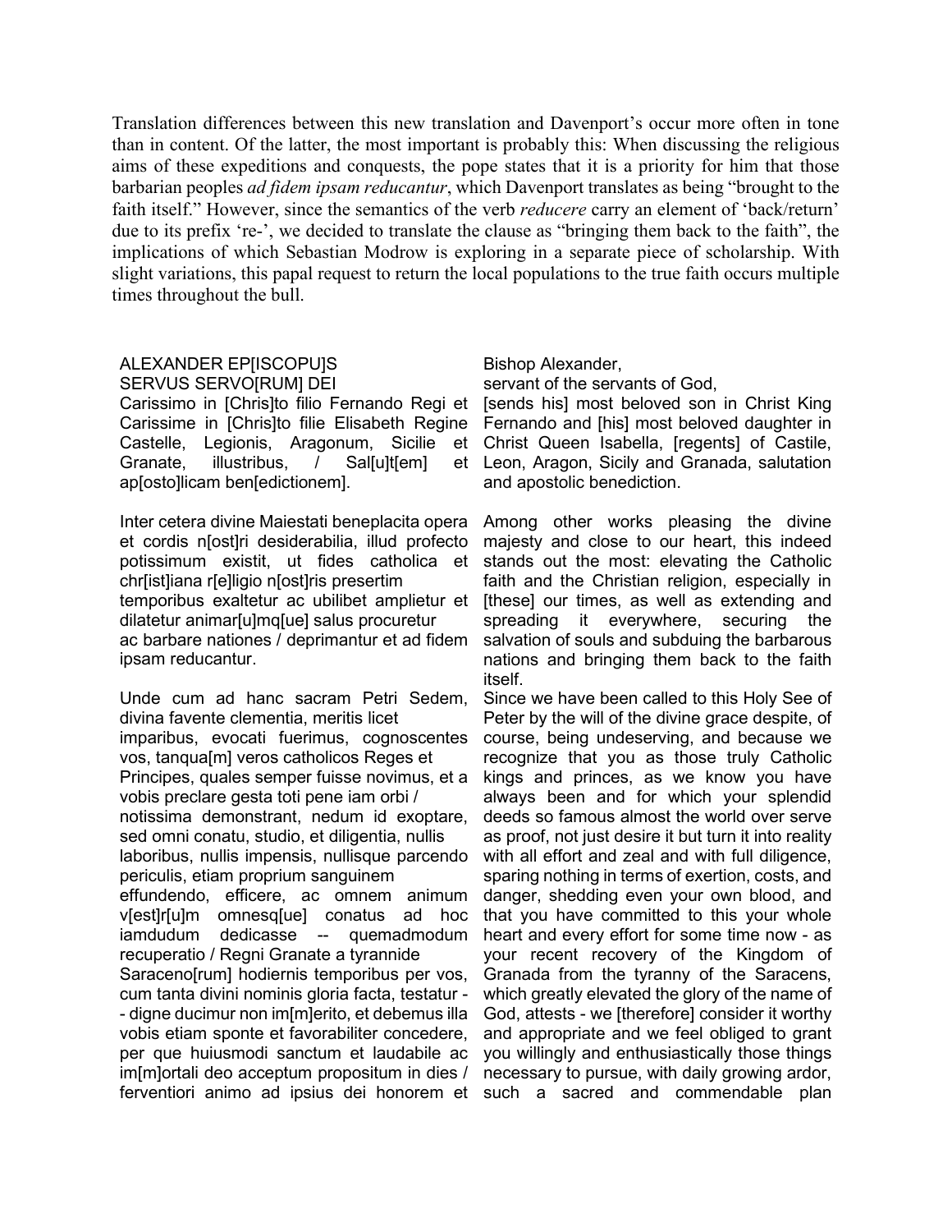Translation differences between this new translation and Davenport's occur more often in tone than in content. Of the latter, the most important is probably this: When discussing the religious aims of these expeditions and conquests, the pope states that it is a priority for him that those barbarian peoples *ad fidem ipsam reducantur*, which Davenport translates as being "brought to the faith itself." However, since the semantics of the verb *reducere* carry an element of 'back/return' due to its prefix 're-', we decided to translate the clause as "bringing them back to the faith", the implications of which Sebastian Modrow is exploring in a separate piece of scholarship. With slight variations, this papal request to return the local populations to the true faith occurs multiple times throughout the bull.

| | |
|---|---|
| ALEXANDER EP[ISCOPU]S SERVUS SERVO[RUM] DEI Carissimo in [Chris]to filio Fernando Regi et Carissime in [Chris]to filie Elisabeth Regine Castelle, Legionis, Aragonum, Sicilie et Granate, illustribus, / Sal[u]t[em] et ap[osto]licam ben[edictionem]. | Bishop Alexander, servant of the servants of God, [sends his] most beloved son in Christ King Fernando and [his] most beloved daughter in Christ Queen Isabella, [regents] of Castile, Leon, Aragon, Sicily and Granada, salutation and apostolic benediction. |
| Inter cetera divine Maiestati beneplacita opera et cordis n[ost]ri desiderabilia, illud profecto potissimum existit, ut fides catholica et chr[ist]iana r[e]ligio n[ost]ris presertim temporibus exaltetur ac ubilibet amplietur et dilatetur animar[u]mq[ue] salus procuretur ac barbare nationes / deprimantur et ad fidem ipsam reducantur. | Among other works pleasing the divine majesty and close to our heart, this indeed stands out the most: elevating the Catholic faith and the Christian religion, especially in [these] our times, as well as extending and spreading it everywhere, securing the salvation of souls and subduing the barbarous nations and bringing them back to the faith itself. |
| Unde cum ad hanc sacram Petri Sedem, divina favente clementia, meritis licet imparibus, evocati fuerimus, cognoscentes vos, tanqua[m] veros catholicos Reges et Principes, quales semper fuisse novimus, et a vobis preclare gesta toti pene iam orbi / notissima demonstrant, nedum id exoptare, sed omni conatu, studio, et diligentia, nullis laboribus, nullis impensis, nullisque parcendo periculis, etiam proprium sanguinem effundendo, efficere, ac omnem animum v[est]r[u]m omnesq[ue] conatus ad hoc iamdudum dedicasse -- quemadmodum recuperatio / Regni Granate a tyrannide Saraceno[rum] hodiernis temporibus per vos, cum tanta divini nominis gloria facta, testatur -- digne ducimur non im[m]erito, et debemus illa vobis etiam sponte et favorabiliter concedere, per que huiusmodi sanctum et laudabile ac im[m]ortali deo acceptum propositum in dies / ferventiori animo ad ipsius dei honorem et | Since we have been called to this Holy See of Peter by the will of the divine grace despite, of course, being undeserving, and because we recognize that you as those truly Catholic kings and princes, as we know you have always been and for which your splendid deeds so famous almost the world over serve as proof, not just desire it but turn it into reality with all effort and zeal and with full diligence, sparing nothing in terms of exertion, costs, and danger, shedding even your own blood, and that you have committed to this your whole heart and every effort for some time now - as your recent recovery of the Kingdom of Granada from the tyranny of the Saracens, which greatly elevated the glory of the name of God, attests - we [therefore] consider it worthy and appropriate and we feel obliged to grant you willingly and enthusiastically those things necessary to pursue, with daily growing ardor, such a sacred and commendable plan |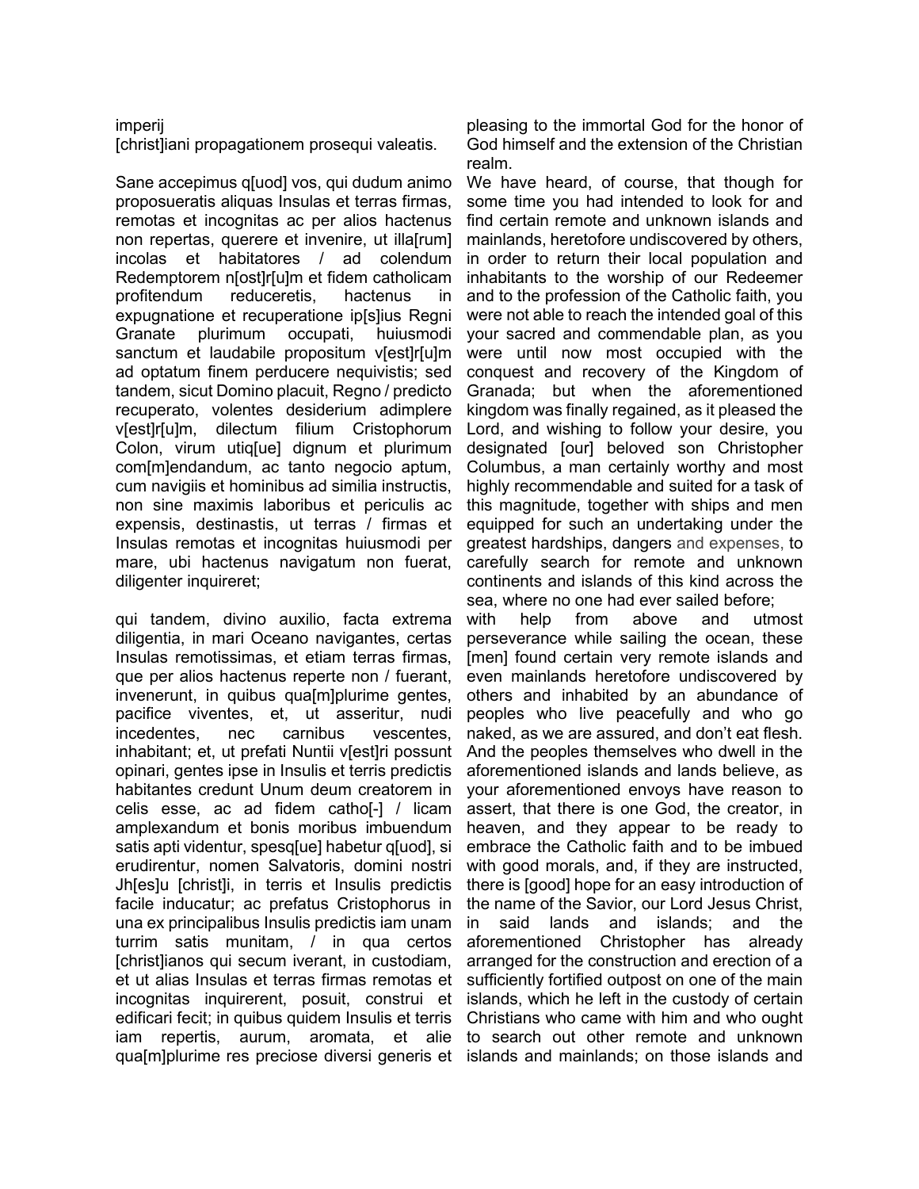imperij
[christ]iani propagationem prosequi valeatis.

Sane accepimus q[uod] vos, qui dudum animo proposueratis aliquas Insulas et terras firmas, remotas et incognitas ac per alios hactenus non repertas, querere et invenire, ut illa[rum] incolas et habitatores / ad colendum Redemptorem n[ost]r[u]m et fidem catholicam profitendum reduceretis, hactenus in expugnatione et recuperatione ip[s]ius Regni Granate plurimum occupati, huiusmodi sanctum et laudabile propositum v[est]r[u]m ad optatum finem perducere nequivistis; sed tandem, sicut Domino placuit, Regno / predicto recuperato, volentes desiderium adimplere v[est]r[u]m, dilectum filium Cristophorum Colon, virum utiq[ue] dignum et plurimum com[m]endandum, ac tanto negocio aptum, cum navigiis et hominibus ad similia instructis, non sine maximis laboribus et periculis ac expensis, destinastis, ut terras / firmas et Insulas remotas et incognitas huiusmodi per mare, ubi hactenus navigatum non fuerat, diligenter inquireret;

qui tandem, divino auxilio, facta extrema diligentia, in mari Oceano navigantes, certas Insulas remotissimas, et etiam terras firmas, que per alios hactenus reperte non / fuerant, invenerunt, in quibus qua[m]plurime gentes, pacifice viventes, et, ut asseritur, nudi incedentes, nec carnibus vescentes, inhabitant; et, ut prefati Nuntii v[est]ri possunt opinari, gentes ipse in Insulis et terris predictis habitantes credunt Unum deum creatorem in celis esse, ac ad fidem catho[-] / licam amplexandum et bonis moribus imbuendum satis apti videntur, spesq[ue] habetur q[uod], si erudirentur, nomen Salvatoris, domini nostri Jh[es]u [christ]i, in terris et Insulis predictis facile inducatur; ac prefatus Cristophorus in una ex principalibus Insulis predictis iam unam turrim satis munitam, / in qua certos [christ]ianos qui secum iverant, in custodiam, et ut alias Insulas et terras firmas remotas et incognitas inquirerent, posuit, construi et edificari fecit; in quibus quidem Insulis et terris iam repertis, aurum, aromata, et alie qua[m]plurime res preciose diversi generis et

pleasing to the immortal God for the honor of God himself and the extension of the Christian realm.

We have heard, of course, that though for some time you had intended to look for and find certain remote and unknown islands and mainlands, heretofore undiscovered by others, in order to return their local population and inhabitants to the worship of our Redeemer and to the profession of the Catholic faith, you were not able to reach the intended goal of this your sacred and commendable plan, as you were until now most occupied with the conquest and recovery of the Kingdom of Granada; but when the aforementioned kingdom was finally regained, as it pleased the Lord, and wishing to follow your desire, you designated [our] beloved son Christopher Columbus, a man certainly worthy and most highly recommendable and suited for a task of this magnitude, together with ships and men equipped for such an undertaking under the greatest hardships, dangers and expenses, to carefully search for remote and unknown continents and islands of this kind across the sea, where no one had ever sailed before;

with help from above and utmost perseverance while sailing the ocean, these [men] found certain very remote islands and even mainlands heretofore undiscovered by others and inhabited by an abundance of peoples who live peacefully and who go naked, as we are assured, and don't eat flesh. And the peoples themselves who dwell in the aforementioned islands and lands believe, as your aforementioned envoys have reason to assert, that there is one God, the creator, in heaven, and they appear to be ready to embrace the Catholic faith and to be imbued with good morals, and, if they are instructed, there is [good] hope for an easy introduction of the name of the Savior, our Lord Jesus Christ, in said lands and islands; and the aforementioned Christopher has already arranged for the construction and erection of a sufficiently fortified outpost on one of the main islands, which he left in the custody of certain Christians who came with him and who ought to search out other remote and unknown islands and mainlands; on those islands and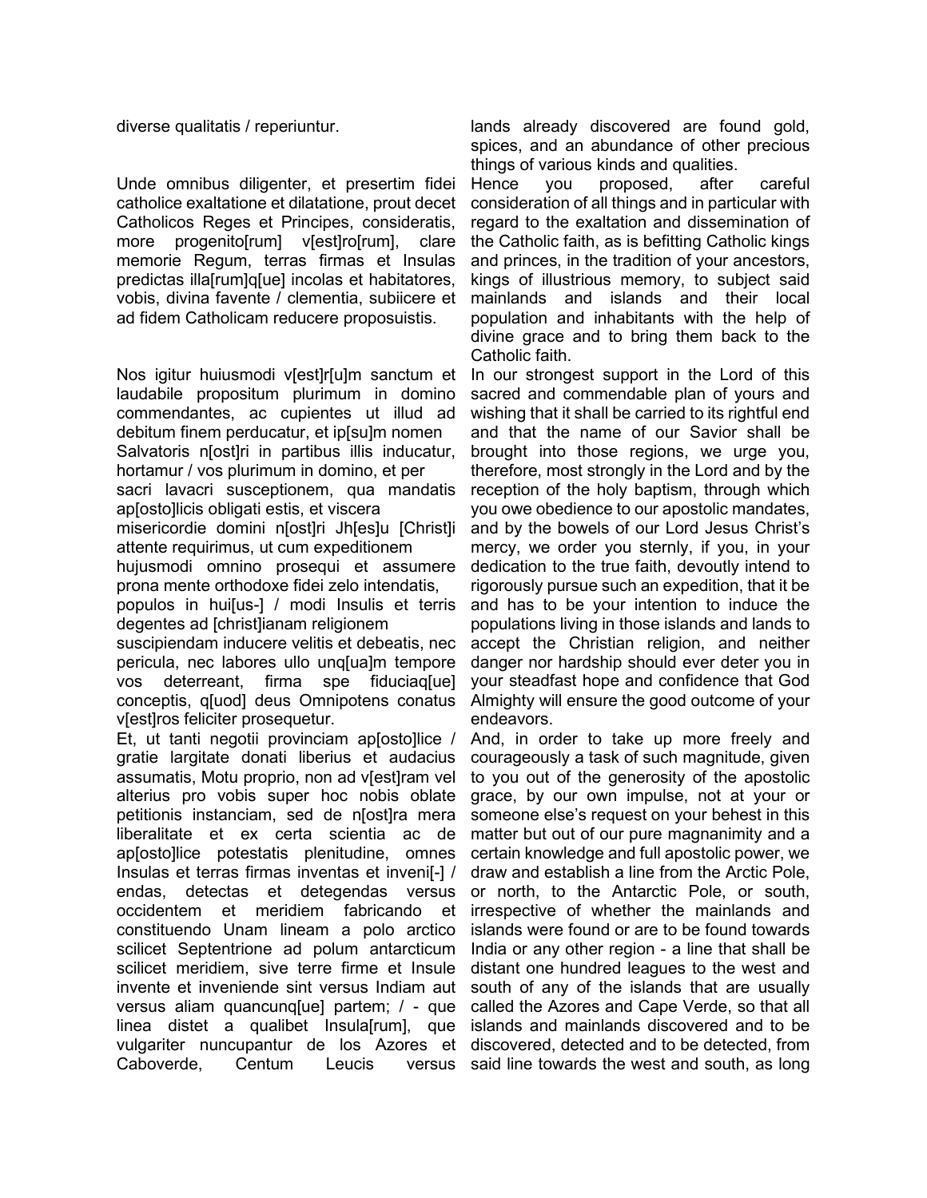diverse qualitatis / reperiuntur.

lands already discovered are found gold, spices, and an abundance of other precious things of various kinds and qualities.

Unde omnibus diligenter, et presertim fidei catholice exaltatione et dilatatione, prout decet Catholicos Reges et Principes, consideratis, more progenito[rum] v[est]ro[rum], clare memorie Regum, terras firmas et Insulas predictas illa[rum]q[ue] incolas et habitatores, vobis, divina favente / clementia, subiicere et ad fidem Catholicam reducere proposuistis.

Hence you proposed, after careful consideration of all things and in particular with regard to the exaltation and dissemination of the Catholic faith, as is befitting Catholic kings and princes, in the tradition of your ancestors, kings of illustrious memory, to subject said mainlands and islands and their local population and inhabitants with the help of divine grace and to bring them back to the Catholic faith.

Nos igitur huiusmodi v[est]r[u]m sanctum et laudabile propositum plurimum in domino commendantes, ac cupientes ut illud ad debitum finem perducatur, et ip[su]m nomen Salvatoris n[ost]ri in partibus illis inducatur, hortamur / vos plurimum in domino, et per sacri lavacri susceptionem, qua mandatis ap[osto]licis obligati estis, et viscera misericordie domini n[ost]ri Jh[es]u [Christ]i attente requirimus, ut cum expeditionem hujusmodi omnino prosequi et assumere prona mente orthodoxe fidei zelo intendatis, populos in hui[us-] / modi Insulis et terris degentes ad [christ]ianam religionem suscipiendam inducere velitis et debeatis, nec pericula, nec labores ullo unq[ua]m tempore vos deterreant, firma spe fiduciaq[ue] conceptis, q[uod] deus Omnipotens conatus v[est]ros feliciter prosequetur.

In our strongest support in the Lord of this sacred and commendable plan of yours and wishing that it shall be carried to its rightful end and that the name of our Savior shall be brought into those regions, we urge you, therefore, most strongly in the Lord and by the reception of the holy baptism, through which you owe obedience to our apostolic mandates, and by the bowels of our Lord Jesus Christ's mercy, we order you sternly, if you, in your dedication to the true faith, devoutly intend to rigorously pursue such an expedition, that it be and has to be your intention to induce the populations living in those islands and lands to accept the Christian religion, and neither danger nor hardship should ever deter you in your steadfast hope and confidence that God Almighty will ensure the good outcome of your endeavors.

Et, ut tanti negotii provinciam ap[osto]lice / gratie largitate donati liberius et audacius assumatis, Motu proprio, non ad v[est]ram vel alterius pro vobis super hoc nobis oblate petitionis instanciam, sed de n[ost]ra mera liberalitate et ex certa scientia ac de ap[osto]lice potestatis plenitudine, omnes Insulas et terras firmas inventas et inveni[-] / endas, detectas et detegendas versus occidentem et meridiem fabricando et constituendo Unam lineam a polo arctico scilicet Septentrione ad polum antarcticum scilicet meridiem, sive terre firme et Insule invente et inveniende sint versus Indiam aut versus aliam quancunq[ue] partem; / - que linea distet a qualibet Insula[rum], que vulgariter nuncupantur de los Azores et Caboverde, Centum Leucis versus

And, in order to take up more freely and courageously a task of such magnitude, given to you out of the generosity of the apostolic grace, by our own impulse, not at your or someone else's request on your behest in this matter but out of our pure magnanimity and a certain knowledge and full apostolic power, we draw and establish a line from the Arctic Pole, or north, to the Antarctic Pole, or south, irrespective of whether the mainlands and islands were found or are to be found towards India or any other region - a line that shall be distant one hundred leagues to the west and south of any of the islands that are usually called the Azores and Cape Verde, so that all islands and mainlands discovered and to be discovered, detected and to be detected, from said line towards the west and south, as long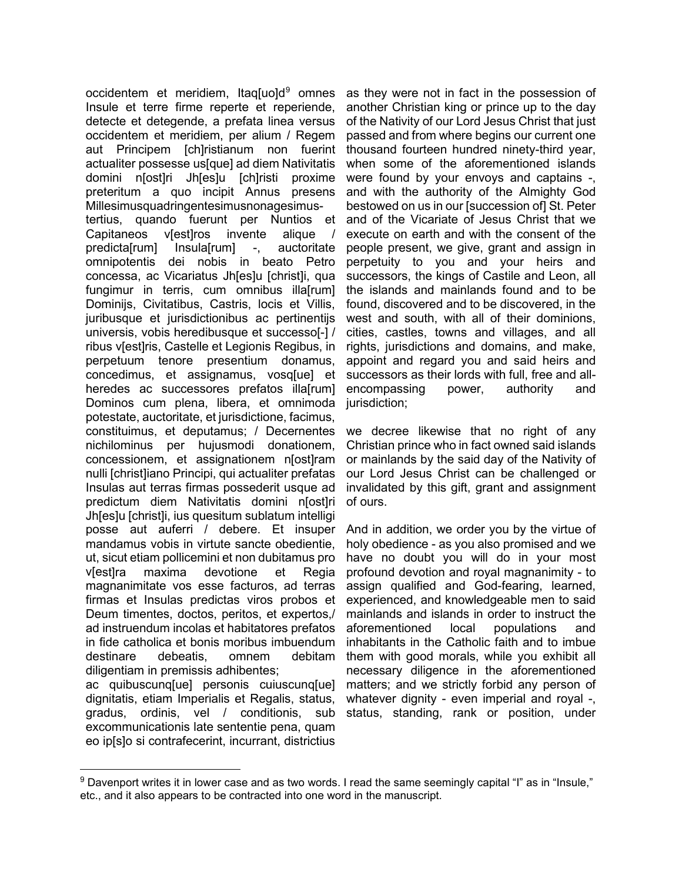occidentem et meridiem, Itaq[uo]d[9] omnes Insule et terre firme reperte et reperiende, detecte et detegende, a prefata linea versus occidentem et meridiem, per alium / Regem aut Principem [ch]ristianum non fuerint actualiter possesse us[que] ad diem Nativitatis domini n[ost]ri Jh[es]u [ch]risti proxime preteritum a quo incipit Annus presens Millesimusquadringentesimusnonagesimus-tertius, quando fuerunt per Nuntios et Capitaneos v[est]ros invente alique / predicta[rum] Insula[rum] -, auctoritate omnipotentis dei nobis in beato Petro concessa, ac Vicariatus Jh[es]u [christ]i, qua fungimur in terris, cum omnibus illa[rum] Dominijs, Civitatibus, Castris, locis et Villis, juribusque et jurisdictionibus ac pertinentijs universis, vobis heredibusque et successo[-] / ribus v[est]ris, Castelle et Legionis Regibus, in perpetuum tenore presentium donamus, concedimus, et assignamus, vosq[ue] et heredes ac successores prefatos illa[rum] Dominos cum plena, libera, et omnimoda potestate, auctoritate, et jurisdictione, facimus, constituimus, et deputamus; / Decernentes nichilominus per hujusmodi donationem, concessionem, et assignationem n[ost]ram nulli [christ]iano Principi, qui actualiter prefatas Insulas aut terras firmas possederit usque ad predictum diem Nativitatis domini n[ost]ri Jh[es]u [christ]i, ius quesitum sublatum intelligi posse aut auferri / debere. Et insuper mandamus vobis in virtute sancte obedientie, ut, sicut etiam pollicemini et non dubitamus pro v[est]ra maxima devotione et Regia magnanimitate vos esse facturos, ad terras firmas et Insulas predictas viros probos et Deum timentes, doctos, peritos, et expertos,/ ad instruendum incolas et habitatores prefatos in fide catholica et bonis moribus imbuendum destinare debeatis, omnem debitam diligentiam in premissis adhibentes;

ac quibuscunq[ue] personis cuiuscunq[ue] dignitatis, etiam Imperialis et Regalis, status, gradus, ordinis, vel / conditionis, sub excommunicationis late sententie pena, quam eo ip[s]o si contrafecerint, incurrant, districtius

as they were not in fact in the possession of another Christian king or prince up to the day of the Nativity of our Lord Jesus Christ that just passed and from where begins our current one thousand fourteen hundred ninety-third year, when some of the aforementioned islands were found by your envoys and captains -, and with the authority of the Almighty God bestowed on us in our [succession of] St. Peter and of the Vicariate of Jesus Christ that we execute on earth and with the consent of the people present, we give, grant and assign in perpetuity to you and your heirs and successors, the kings of Castile and Leon, all the islands and mainlands found and to be found, discovered and to be discovered, in the west and south, with all of their dominions, cities, castles, towns and villages, and all rights, jurisdictions and domains, and make, appoint and regard you and said heirs and successors as their lords with full, free and all-encompassing power, authority and jurisdiction;

we decree likewise that no right of any Christian prince who in fact owned said islands or mainlands by the said day of the Nativity of our Lord Jesus Christ can be challenged or invalidated by this gift, grant and assignment of ours.

And in addition, we order you by the virtue of holy obedience - as you also promised and we have no doubt you will do in your most profound devotion and royal magnanimity - to assign qualified and God-fearing, learned, experienced, and knowledgeable men to said mainlands and islands in order to instruct the aforementioned local populations and inhabitants in the Catholic faith and to imbue them with good morals, while you exhibit all necessary diligence in the aforementioned matters; and we strictly forbid any person of whatever dignity - even imperial and royal -, status, standing, rank or position, under

[9] Davenport writes it in lower case and as two words. I read the same seemingly capital "I" as in "Insule," etc., and it also appears to be contracted into one word in the manuscript.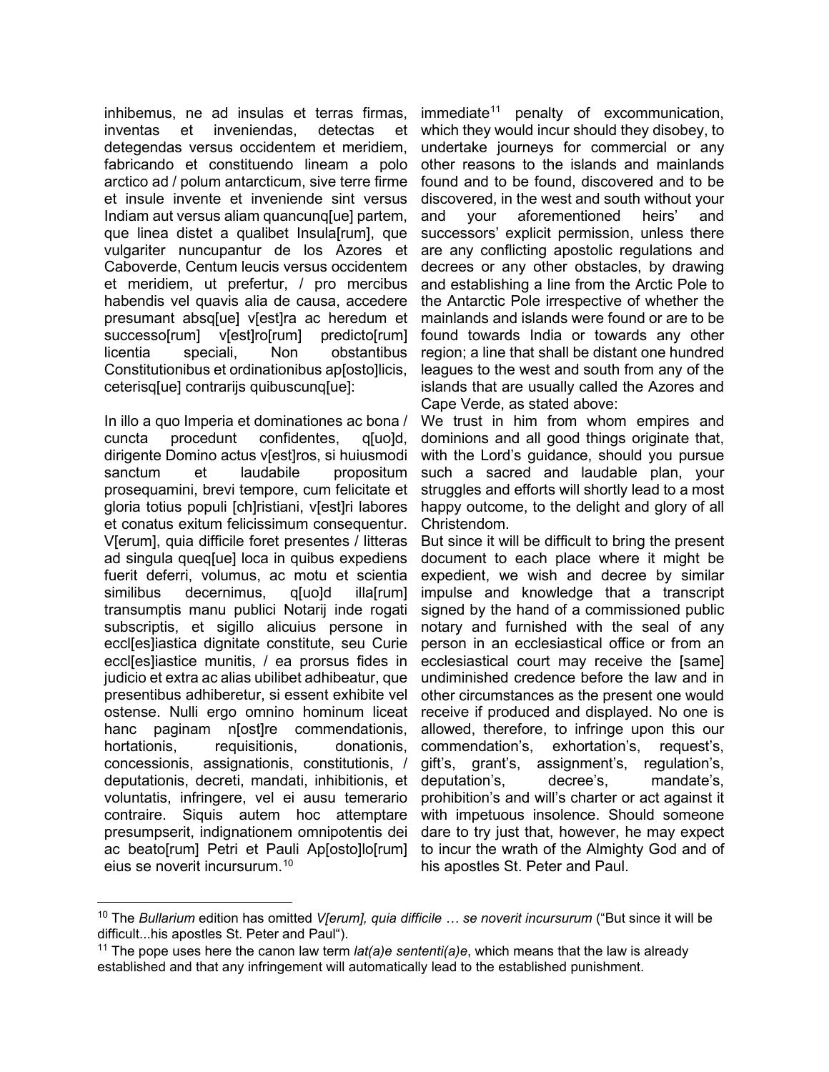inhibemus, ne ad insulas et terras firmas, inventas et inveniendas, detectas et detegendas versus occidentem et meridiem, fabricando et constituendo lineam a polo arctico ad / polum antarcticum, sive terre firme et insule invente et inveniende sint versus Indiam aut versus aliam quancunq[ue] partem, que linea distet a qualibet Insula[rum], que vulgariter nuncupantur de los Azores et Caboverde, Centum leucis versus occidentem et meridiem, ut prefertur, / pro mercibus habendis vel quavis alia de causa, accedere presumant absq[ue] v[est]ra ac heredum et successo[rum] v[est]ro[rum] predicto[rum] licentia speciali, Non obstantibus Constitutionibus et ordinationibus ap[osto]licis, ceterisq[ue] contrarijs quibuscunq[ue]:

In illo a quo Imperia et dominationes ac bona / cuncta procedunt confidentes, q[uo]d, dirigente Domino actus v[est]ros, si huiusmodi sanctum et laudabile propositum prosequamini, brevi tempore, cum felicitate et gloria totius populi [ch]ristiani, v[est]ri labores et conatus exitum felicissimum consequentur. V[erum], quia difficile foret presentes / litteras ad singula queq[ue] loca in quibus expediens fuerit deferri, volumus, ac motu et scientia similibus decernimus, q[uo]d illa[rum] transumptis manu publici Notarij inde rogati subscriptis, et sigillo alicuius persone in eccl[es]iastica dignitate constitute, seu Curie eccl[es]iastice munitis, / ea prorsus fides in judicio et extra ac alias ubilibet adhibeatur, que presentibus adhiberetur, si essent exhibite vel ostense. Nulli ergo omnino hominum liceat hanc paginam n[ost]re commendationis, hortationis, requisitionis, donationis, concessionis, assignationis, constitutionis, / deputationis, decreti, mandati, inhibitionis, et voluntatis, infringere, vel ei ausu temerario contraire. Siquis autem hoc attemptare presumpserit, indignationem omnipotentis dei ac beato[rum] Petri et Pauli Ap[osto]lo[rum] eius se noverit incursurum.[10]

immediate[11] penalty of excommunication, which they would incur should they disobey, to undertake journeys for commercial or any other reasons to the islands and mainlands found and to be found, discovered and to be discovered, in the west and south without your and your aforementioned heirs' and successors' explicit permission, unless there are any conflicting apostolic regulations and decrees or any other obstacles, by drawing and establishing a line from the Arctic Pole to the Antarctic Pole irrespective of whether the mainlands and islands were found or are to be found towards India or towards any other region; a line that shall be distant one hundred leagues to the west and south from any of the islands that are usually called the Azores and Cape Verde, as stated above:

We trust in him from whom empires and dominions and all good things originate that, with the Lord's guidance, should you pursue such a sacred and laudable plan, your struggles and efforts will shortly lead to a most happy outcome, to the delight and glory of all Christendom.

But since it will be difficult to bring the present document to each place where it might be expedient, we wish and decree by similar impulse and knowledge that a transcript signed by the hand of a commissioned public notary and furnished with the seal of any person in an ecclesiastical office or from an ecclesiastical court may receive the [same] undiminished credence before the law and in other circumstances as the present one would receive if produced and displayed. No one is allowed, therefore, to infringe upon this our commendation's, exhortation's, request's, gift's, grant's, assignment's, regulation's, deputation's, decree's, mandate's, prohibition's and will's charter or act against it with impetuous insolence. Should someone dare to try just that, however, he may expect to incur the wrath of the Almighty God and of his apostles St. Peter and Paul.

---

[10] The *Bullarium* edition has omitted *V[erum], quia difficile … se noverit incursurum* ("But since it will be difficult...his apostles St. Peter and Paul").

[11] The pope uses here the canon law term *lat(a)e sententi(a)e*, which means that the law is already established and that any infringement will automatically lead to the established punishment.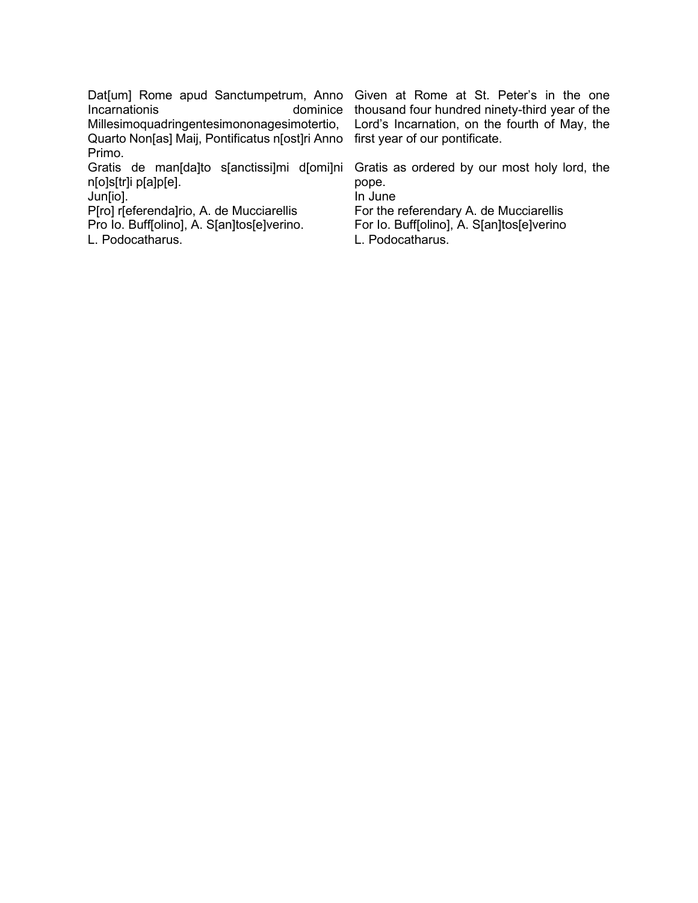Dat[um] Rome apud Sanctumpetrum, Anno Incarnationis dominice Millesimoquadringentesimononagesimotertio, Quarto Non[as] Maij, Pontificatus n[ost]ri Anno Primo.
Gratis de man[da]to s[anctissi]mi d[omi]ni n[o]s[tr]i p[a]p[e].
Jun[io].
P[ro] r[eferenda]rio, A. de Mucciarellis
Pro Io. Buff[olino], A. S[an]tos[e]verino.
L. Podocatharus.

Given at Rome at St. Peter's in the one thousand four hundred ninety-third year of the Lord's Incarnation, on the fourth of May, the first year of our pontificate.
Gratis as ordered by our most holy lord, the pope.
In June
For the referendary A. de Mucciarellis
For Io. Buff[olino], A. S[an]tos[e]verino
L. Podocatharus.